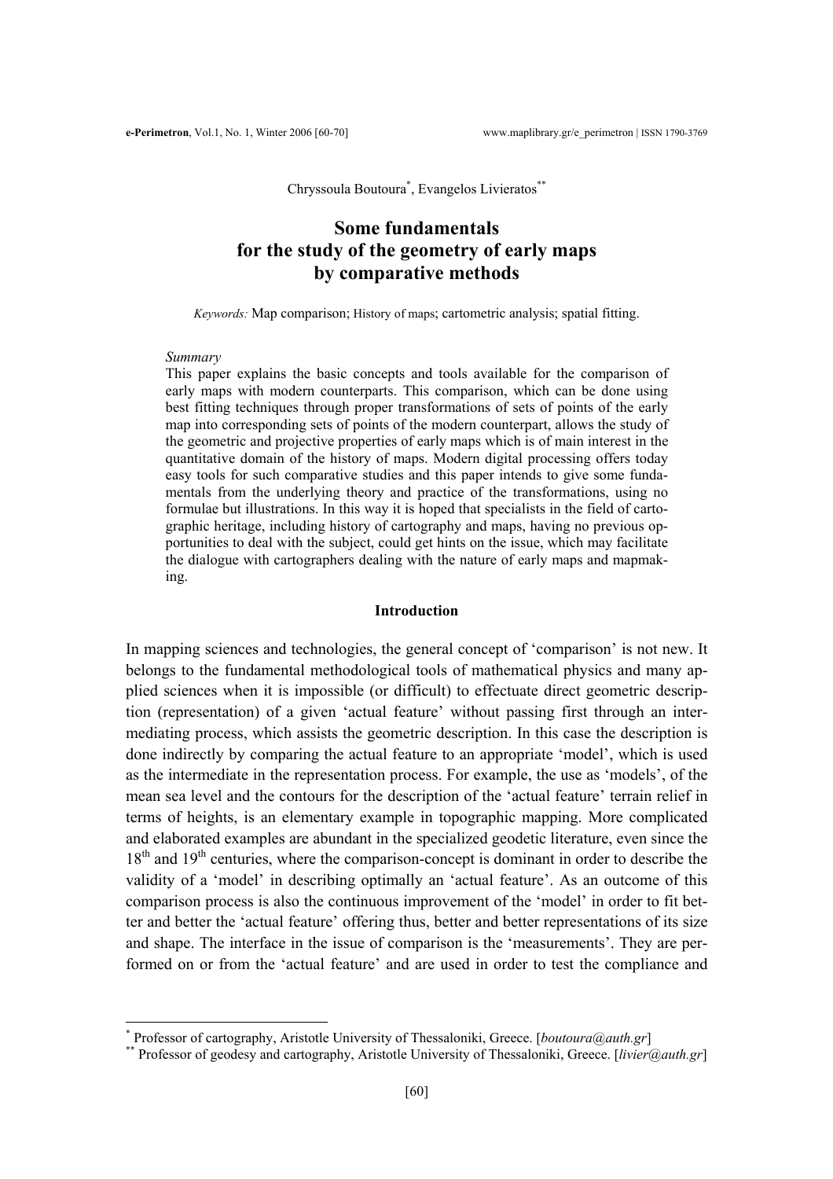Chryssoula Boutoura*, Evangelos Livieratos**

# Some fundamentals for the study of the geometry of early maps by comparative methods

*Keywords:* Map comparison; History of maps; cartometric analysis; spatial fitting.

*Summary*

This paper explains the basic concepts and tools available for the comparison of early maps with modern counterparts. This comparison, which can be done using best fitting techniques through proper transformations of sets of points of the early map into corresponding sets of points of the modern counterpart, allows the study of the geometric and projective properties of early maps which is of main interest in the quantitative domain of the history of maps. Modern digital processing offers today easy tools for such comparative studies and this paper intends to give some fundamentals from the underlying theory and practice of the transformations, using no formulae but illustrations. In this way it is hoped that specialists in the field of cartographic heritage, including history of cartography and maps, having no previous opportunities to deal with the subject, could get hints on the issue, which may facilitate the dialogue with cartographers dealing with the nature of early maps and mapmaking.

## Introduction

In mapping sciences and technologies, the general concept of 'comparison' is not new. It belongs to the fundamental methodological tools of mathematical physics and many applied sciences when it is impossible (or difficult) to effectuate direct geometric description (representation) of a given 'actual feature' without passing first through an intermediating process, which assists the geometric description. In this case the description is done indirectly by comparing the actual feature to an appropriate 'model', which is used as the intermediate in the representation process. For example, the use as 'models', of the mean sea level and the contours for the description of the 'actual feature' terrain relief in terms of heights, is an elementary example in topographic mapping. More complicated and elaborated examples are abundant in the specialized geodetic literature, even since the 18th and 19th centuries, where the comparison-concept is dominant in order to describe the validity of a 'model' in describing optimally an 'actual feature'. As an outcome of this comparison process is also the continuous improvement of the 'model' in order to fit better and better the 'actual feature' offering thus, better and better representations of its size and shape. The interface in the issue of comparison is the 'measurements'. They are performed on or from the 'actual feature' and are used in order to test the compliance and

---

\* Professor of cartography, Aristotle University of Thessaloniki, Greece. [*boutoura@auth.gr*]

\*\* Professor of geodesy and cartography, Aristotle University of Thessaloniki, Greece. [*livier@auth.gr*]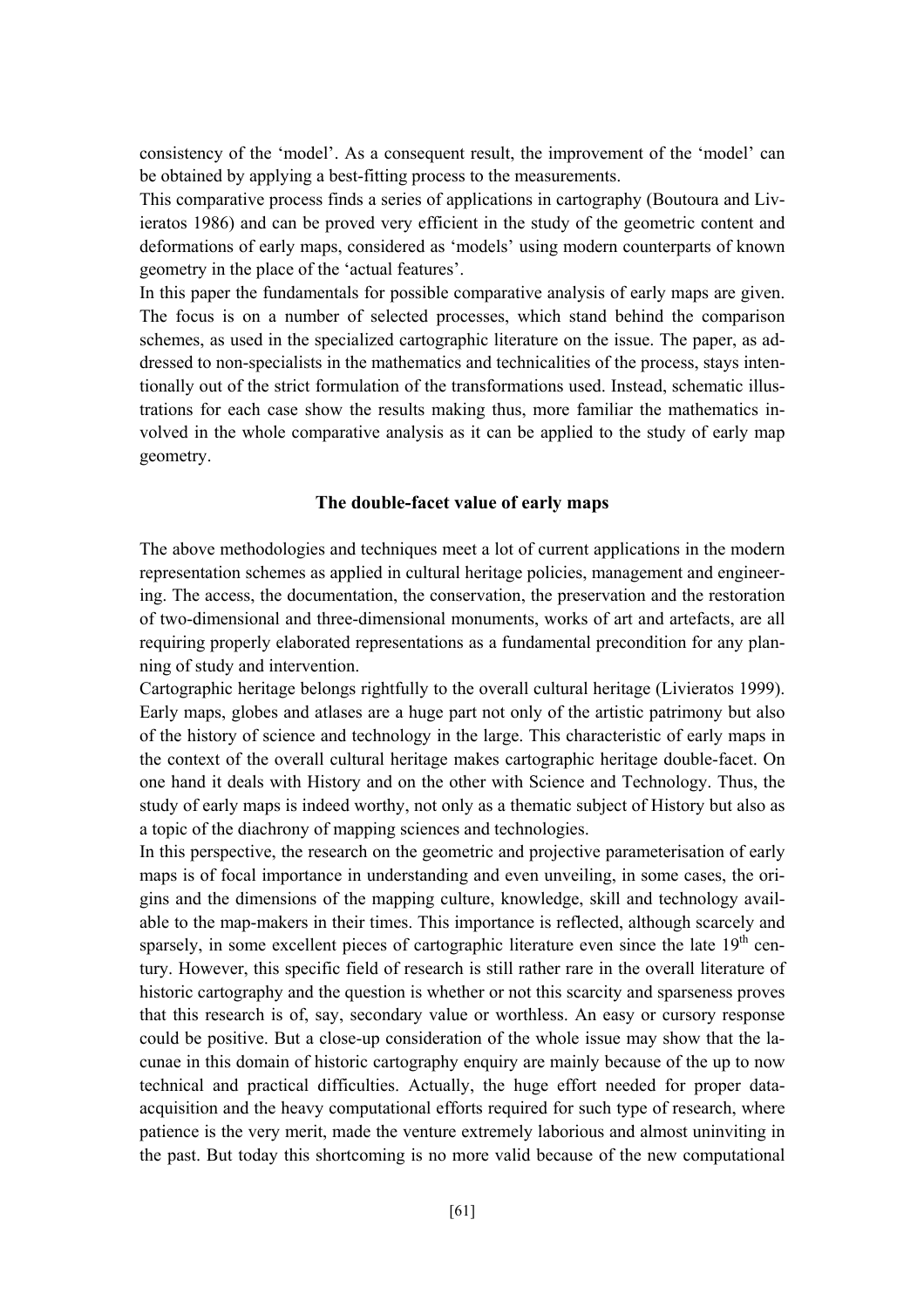consistency of the 'model'. As a consequent result, the improvement of the 'model' can be obtained by applying a best-fitting process to the measurements.

This comparative process finds a series of applications in cartography (Boutoura and Livieratos 1986) and can be proved very efficient in the study of the geometric content and deformations of early maps, considered as 'models' using modern counterparts of known geometry in the place of the 'actual features'.

In this paper the fundamentals for possible comparative analysis of early maps are given. The focus is on a number of selected processes, which stand behind the comparison schemes, as used in the specialized cartographic literature on the issue. The paper, as addressed to non-specialists in the mathematics and technicalities of the process, stays intentionally out of the strict formulation of the transformations used. Instead, schematic illustrations for each case show the results making thus, more familiar the mathematics involved in the whole comparative analysis as it can be applied to the study of early map geometry.

## The double-facet value of early maps

The above methodologies and techniques meet a lot of current applications in the modern representation schemes as applied in cultural heritage policies, management and engineering. The access, the documentation, the conservation, the preservation and the restoration of two-dimensional and three-dimensional monuments, works of art and artefacts, are all requiring properly elaborated representations as a fundamental precondition for any planning of study and intervention.

Cartographic heritage belongs rightfully to the overall cultural heritage (Livieratos 1999). Early maps, globes and atlases are a huge part not only of the artistic patrimony but also of the history of science and technology in the large. This characteristic of early maps in the context of the overall cultural heritage makes cartographic heritage double-facet. On one hand it deals with History and on the other with Science and Technology. Thus, the study of early maps is indeed worthy, not only as a thematic subject of History but also as a topic of the diachrony of mapping sciences and technologies.

In this perspective, the research on the geometric and projective parameterisation of early maps is of focal importance in understanding and even unveiling, in some cases, the origins and the dimensions of the mapping culture, knowledge, skill and technology available to the map-makers in their times. This importance is reflected, although scarcely and sparsely, in some excellent pieces of cartographic literature even since the late 19th century. However, this specific field of research is still rather rare in the overall literature of historic cartography and the question is whether or not this scarcity and sparseness proves that this research is of, say, secondary value or worthless. An easy or cursory response could be positive. But a close-up consideration of the whole issue may show that the lacunae in this domain of historic cartography enquiry are mainly because of the up to now technical and practical difficulties. Actually, the huge effort needed for proper data-acquisition and the heavy computational efforts required for such type of research, where patience is the very merit, made the venture extremely laborious and almost uninviting in the past. But today this shortcoming is no more valid because of the new computational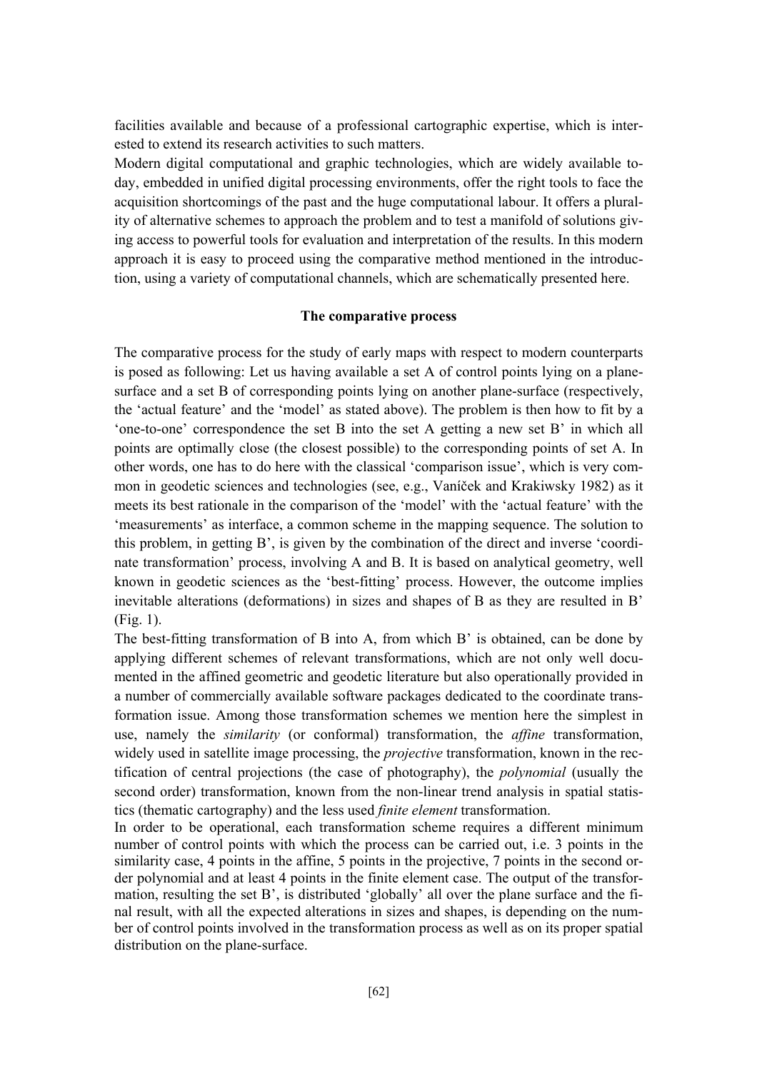facilities available and because of a professional cartographic expertise, which is interested to extend its research activities to such matters.

Modern digital computational and graphic technologies, which are widely available today, embedded in unified digital processing environments, offer the right tools to face the acquisition shortcomings of the past and the huge computational labour. It offers a plurality of alternative schemes to approach the problem and to test a manifold of solutions giving access to powerful tools for evaluation and interpretation of the results. In this modern approach it is easy to proceed using the comparative method mentioned in the introduction, using a variety of computational channels, which are schematically presented here.

## The comparative process

The comparative process for the study of early maps with respect to modern counterparts is posed as following: Let us having available a set A of control points lying on a plane-surface and a set B of corresponding points lying on another plane-surface (respectively, the 'actual feature' and the 'model' as stated above). The problem is then how to fit by a 'one-to-one' correspondence the set B into the set A getting a new set B' in which all points are optimally close (the closest possible) to the corresponding points of set A. In other words, one has to do here with the classical 'comparison issue', which is very common in geodetic sciences and technologies (see, e.g., Vaníček and Krakiwsky 1982) as it meets its best rationale in the comparison of the 'model' with the 'actual feature' with the 'measurements' as interface, a common scheme in the mapping sequence. The solution to this problem, in getting B', is given by the combination of the direct and inverse 'coordinate transformation' process, involving A and B. It is based on analytical geometry, well known in geodetic sciences as the 'best-fitting' process. However, the outcome implies inevitable alterations (deformations) in sizes and shapes of B as they are resulted in B' (Fig. 1).

The best-fitting transformation of B into A, from which B' is obtained, can be done by applying different schemes of relevant transformations, which are not only well documented in the affined geometric and geodetic literature but also operationally provided in a number of commercially available software packages dedicated to the coordinate transformation issue. Among those transformation schemes we mention here the simplest in use, namely the *similarity* (or conformal) transformation, the *affine* transformation, widely used in satellite image processing, the *projective* transformation, known in the rectification of central projections (the case of photography), the *polynomial* (usually the second order) transformation, known from the non-linear trend analysis in spatial statistics (thematic cartography) and the less used *finite element* transformation.

In order to be operational, each transformation scheme requires a different minimum number of control points with which the process can be carried out, i.e. 3 points in the similarity case, 4 points in the affine, 5 points in the projective, 7 points in the second order polynomial and at least 4 points in the finite element case. The output of the transformation, resulting the set B', is distributed 'globally' all over the plane surface and the final result, with all the expected alterations in sizes and shapes, is depending on the number of control points involved in the transformation process as well as on its proper spatial distribution on the plane-surface.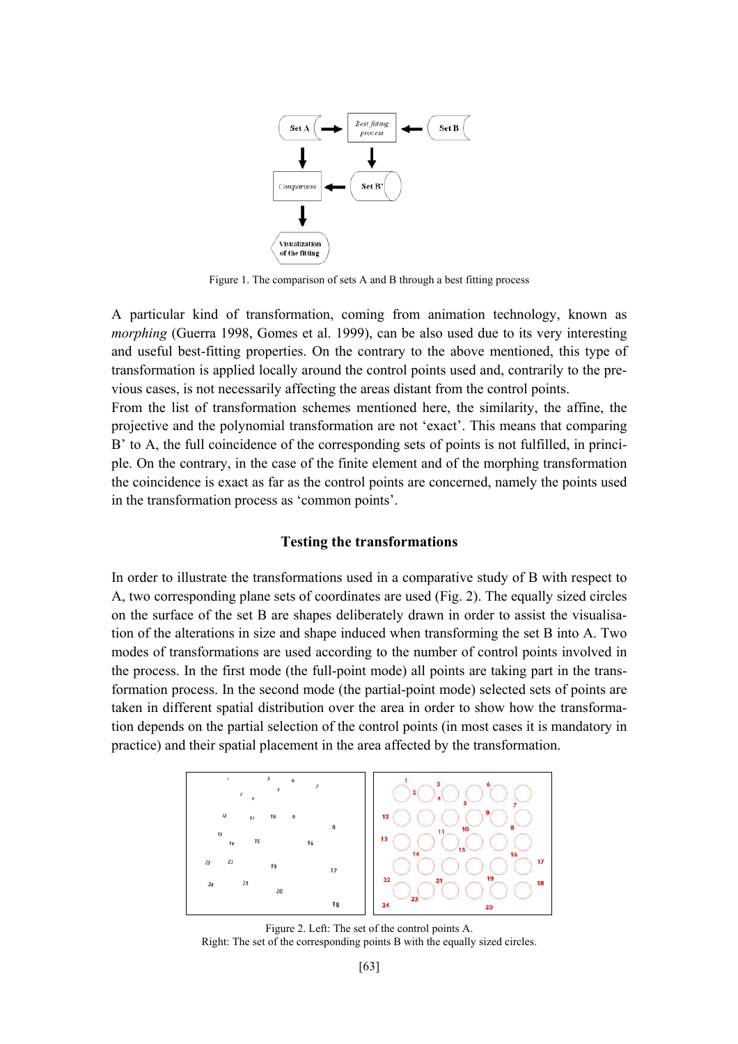Figure 1. The comparison of sets A and B through a best fitting process

A particular kind of transformation, coming from animation technology, known as *morphing* (Guerra 1998, Gomes et al. 1999), can be also used due to its very interesting and useful best-fitting properties. On the contrary to the above mentioned, this type of transformation is applied locally around the control points used and, contrarily to the previous cases, is not necessarily affecting the areas distant from the control points.

From the list of transformation schemes mentioned here, the similarity, the affine, the projective and the polynomial transformation are not 'exact'. This means that comparing B' to A, the full coincidence of the corresponding sets of points is not fulfilled, in principle. On the contrary, in the case of the finite element and of the morphing transformation the coincidence is exact as far as the control points are concerned, namely the points used in the transformation process as 'common points'.

## Testing the transformations

In order to illustrate the transformations used in a comparative study of B with respect to A, two corresponding plane sets of coordinates are used (Fig. 2). The equally sized circles on the surface of the set B are shapes deliberately drawn in order to assist the visualisation of the alterations in size and shape induced when transforming the set B into A. Two modes of transformations are used according to the number of control points involved in the process. In the first mode (the full-point mode) all points are taking part in the transformation process. In the second mode (the partial-point mode) selected sets of points are taken in different spatial distribution over the area in order to show how the transformation depends on the partial selection of the control points (in most cases it is mandatory in practice) and their spatial placement in the area affected by the transformation.

Figure 2. Left: The set of the control points A.
Right: The set of the corresponding points B with the equally sized circles.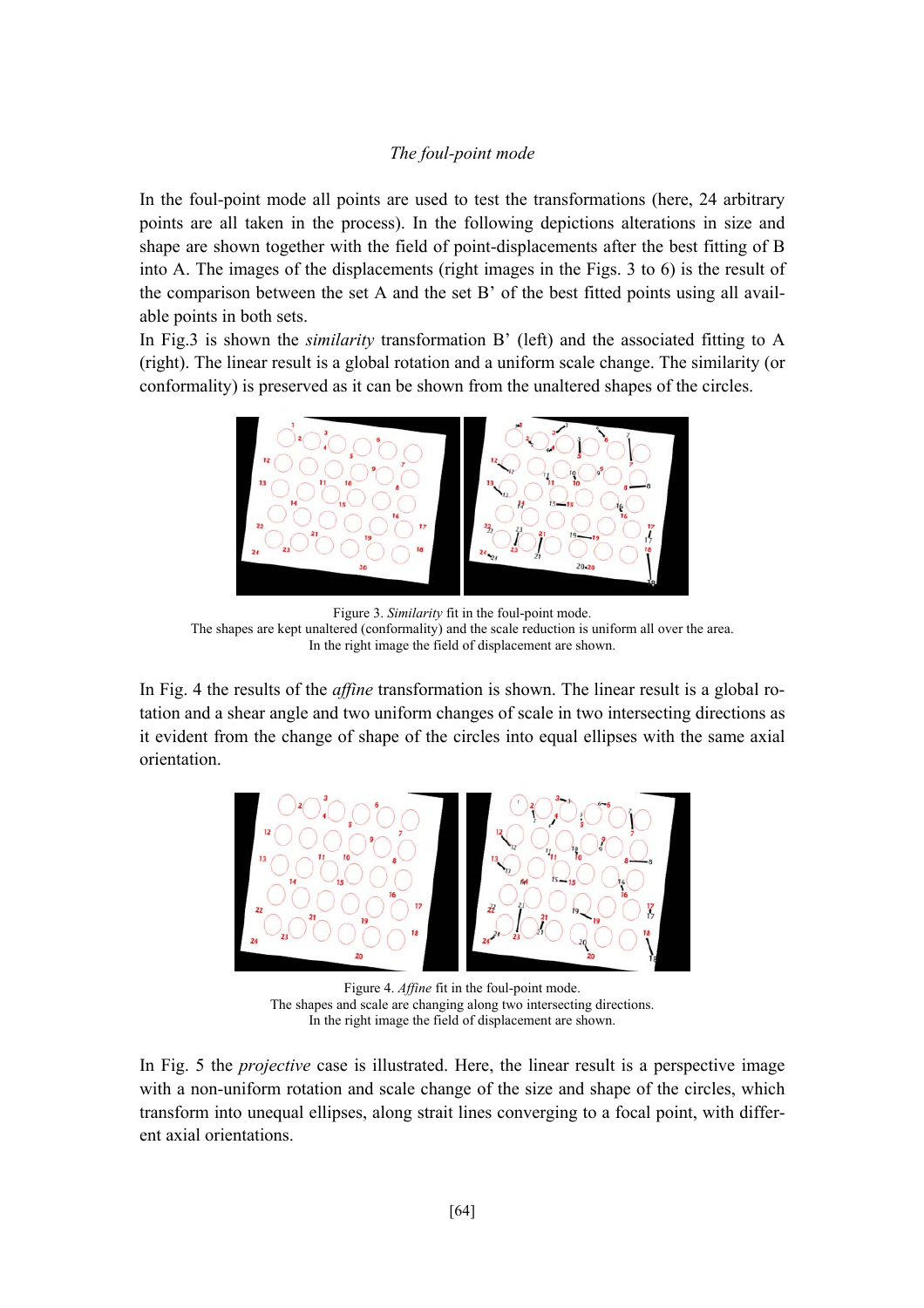*The foul-point mode*

In the foul-point mode all points are used to test the transformations (here, 24 arbitrary points are all taken in the process). In the following depictions alterations in size and shape are shown together with the field of point-displacements after the best fitting of B into A. The images of the displacements (right images in the Figs. 3 to 6) is the result of the comparison between the set A and the set B' of the best fitted points using all available points in both sets.

In Fig.3 is shown the *similarity* transformation B' (left) and the associated fitting to A (right). The linear result is a global rotation and a uniform scale change. The similarity (or conformality) is preserved as it can be shown from the unaltered shapes of the circles.

Figure 3. *Similarity* fit in the foul-point mode.
The shapes are kept unaltered (conformality) and the scale reduction is uniform all over the area.
In the right image the field of displacement are shown.

In Fig. 4 the results of the *affine* transformation is shown. The linear result is a global rotation and a shear angle and two uniform changes of scale in two intersecting directions as it evident from the change of shape of the circles into equal ellipses with the same axial orientation.

Figure 4. *Affine* fit in the foul-point mode.
The shapes and scale are changing along two intersecting directions.
In the right image the field of displacement are shown.

In Fig. 5 the *projective* case is illustrated. Here, the linear result is a perspective image with a non-uniform rotation and scale change of the size and shape of the circles, which transform into unequal ellipses, along strait lines converging to a focal point, with different axial orientations.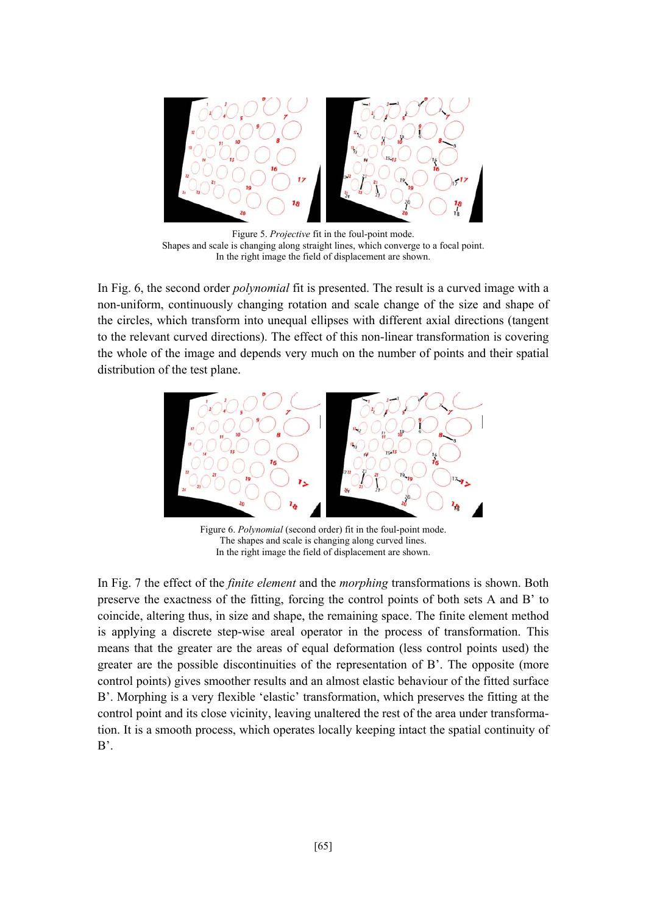Figure 5. *Projective* fit in the foul-point mode.
Shapes and scale is changing along straight lines, which converge to a focal point.
In the right image the field of displacement are shown.

In Fig. 6, the second order *polynomial* fit is presented. The result is a curved image with a non-uniform, continuously changing rotation and scale change of the size and shape of the circles, which transform into unequal ellipses with different axial directions (tangent to the relevant curved directions). The effect of this non-linear transformation is covering the whole of the image and depends very much on the number of points and their spatial distribution of the test plane.

Figure 6. *Polynomial* (second order) fit in the foul-point mode.
The shapes and scale is changing along curved lines.
In the right image the field of displacement are shown.

In Fig. 7 the effect of the *finite element* and the *morphing* transformations is shown. Both preserve the exactness of the fitting, forcing the control points of both sets A and B' to coincide, altering thus, in size and shape, the remaining space. The finite element method is applying a discrete step-wise areal operator in the process of transformation. This means that the greater are the areas of equal deformation (less control points used) the greater are the possible discontinuities of the representation of B'. The opposite (more control points) gives smoother results and an almost elastic behaviour of the fitted surface B'. Morphing is a very flexible 'elastic' transformation, which preserves the fitting at the control point and its close vicinity, leaving unaltered the rest of the area under transformation. It is a smooth process, which operates locally keeping intact the spatial continuity of B'.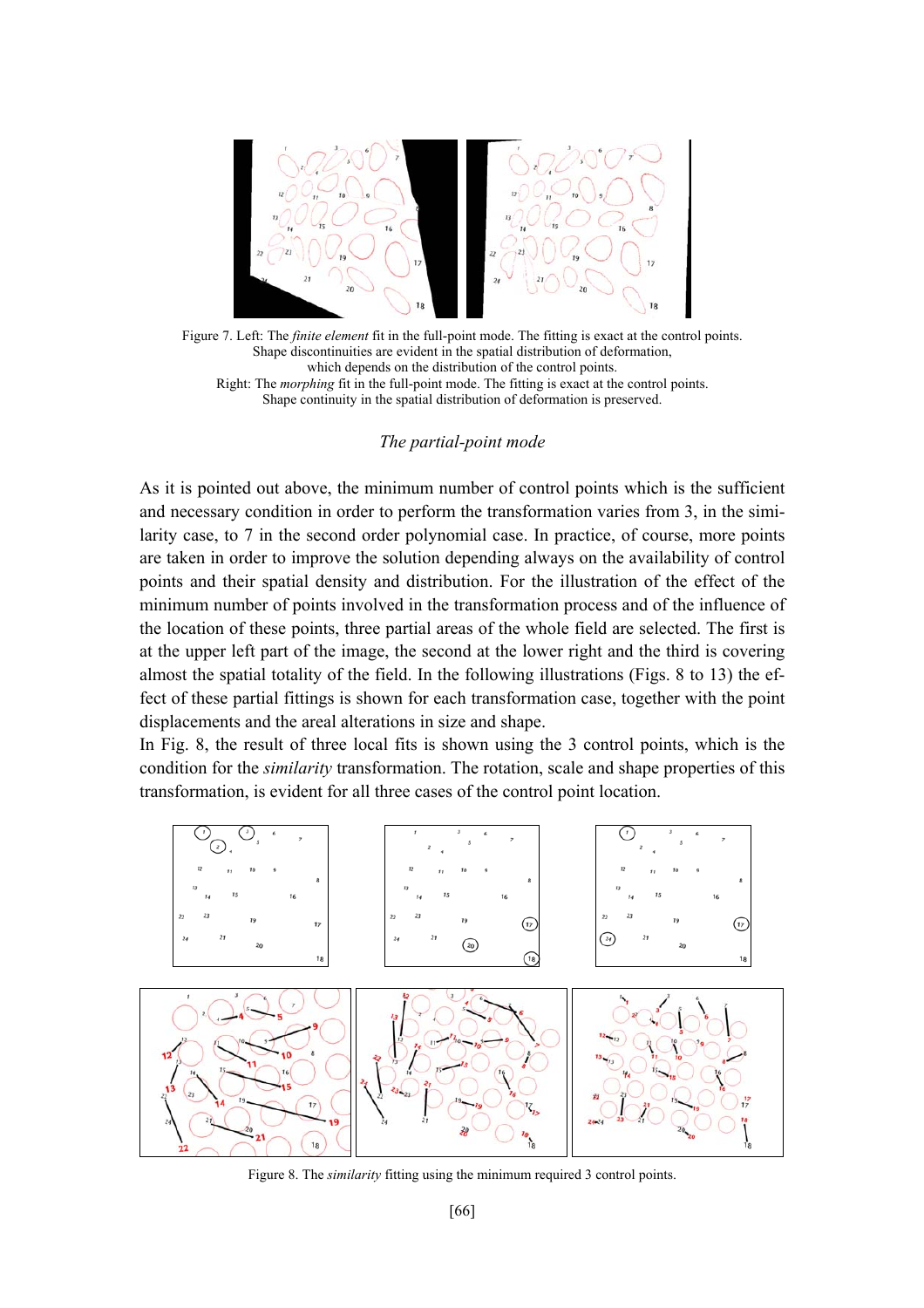Figure 7. Left: The *finite element* fit in the full-point mode. The fitting is exact at the control points. Shape discontinuities are evident in the spatial distribution of deformation, which depends on the distribution of the control points.
Right: The *morphing* fit in the full-point mode. The fitting is exact at the control points. Shape continuity in the spatial distribution of deformation is preserved.

### *The partial-point mode*

As it is pointed out above, the minimum number of control points which is the sufficient and necessary condition in order to perform the transformation varies from 3, in the similarity case, to 7 in the second order polynomial case. In practice, of course, more points are taken in order to improve the solution depending always on the availability of control points and their spatial density and distribution. For the illustration of the effect of the minimum number of points involved in the transformation process and of the influence of the location of these points, three partial areas of the whole field are selected. The first is at the upper left part of the image, the second at the lower right and the third is covering almost the spatial totality of the field. In the following illustrations (Figs. 8 to 13) the effect of these partial fittings is shown for each transformation case, together with the point displacements and the areal alterations in size and shape.

In Fig. 8, the result of three local fits is shown using the 3 control points, which is the condition for the *similarity* transformation. The rotation, scale and shape properties of this transformation, is evident for all three cases of the control point location.

Figure 8. The *similarity* fitting using the minimum required 3 control points.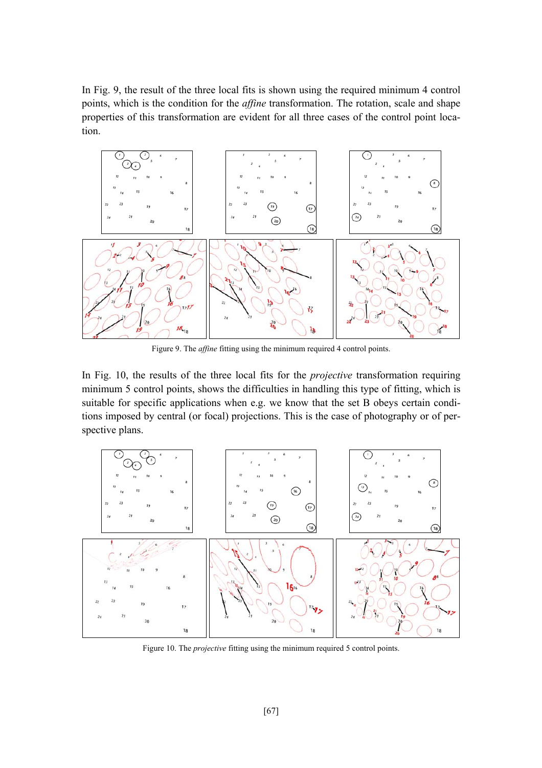In Fig. 9, the result of the three local fits is shown using the required minimum 4 control points, which is the condition for the *affine* transformation. The rotation, scale and shape properties of this transformation are evident for all three cases of the control point location.

Figure 9. The *affine* fitting using the minimum required 4 control points.

In Fig. 10, the results of the three local fits for the *projective* transformation requiring minimum 5 control points, shows the difficulties in handling this type of fitting, which is suitable for specific applications when e.g. we know that the set B obeys certain conditions imposed by central (or focal) projections. This is the case of photography or of perspective plans.

Figure 10. The *projective* fitting using the minimum required 5 control points.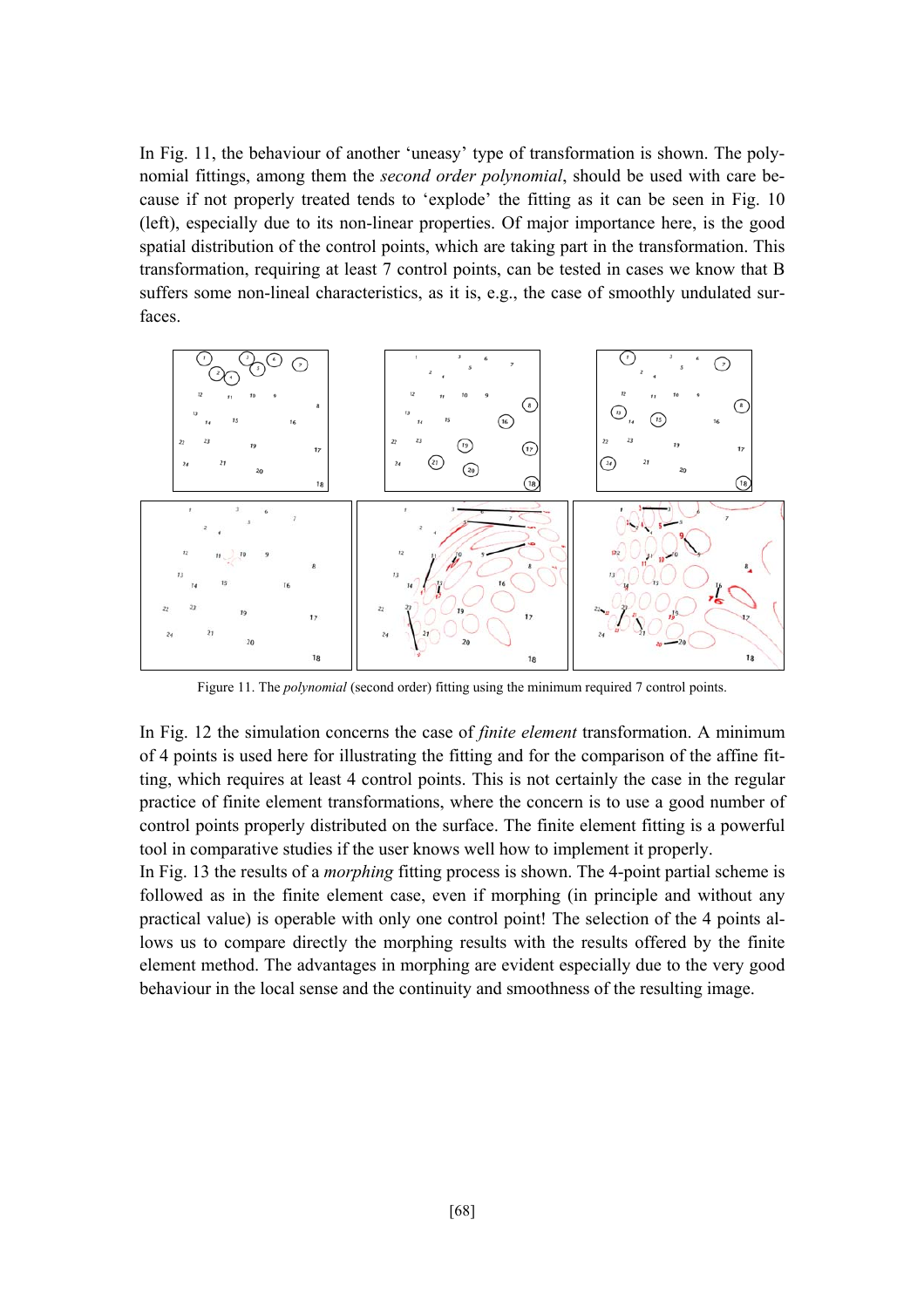In Fig. 11, the behaviour of another 'uneasy' type of transformation is shown. The polynomial fittings, among them the *second order polynomial*, should be used with care because if not properly treated tends to 'explode' the fitting as it can be seen in Fig. 10 (left), especially due to its non-linear properties. Of major importance here, is the good spatial distribution of the control points, which are taking part in the transformation. This transformation, requiring at least 7 control points, can be tested in cases we know that B suffers some non-lineal characteristics, as it is, e.g., the case of smoothly undulated surfaces.

Figure 11. The *polynomial* (second order) fitting using the minimum required 7 control points.

In Fig. 12 the simulation concerns the case of *finite element* transformation. A minimum of 4 points is used here for illustrating the fitting and for the comparison of the affine fitting, which requires at least 4 control points. This is not certainly the case in the regular practice of finite element transformations, where the concern is to use a good number of control points properly distributed on the surface. The finite element fitting is a powerful tool in comparative studies if the user knows well how to implement it properly.

In Fig. 13 the results of a *morphing* fitting process is shown. The 4-point partial scheme is followed as in the finite element case, even if morphing (in principle and without any practical value) is operable with only one control point! The selection of the 4 points allows us to compare directly the morphing results with the results offered by the finite element method. The advantages in morphing are evident especially due to the very good behaviour in the local sense and the continuity and smoothness of the resulting image.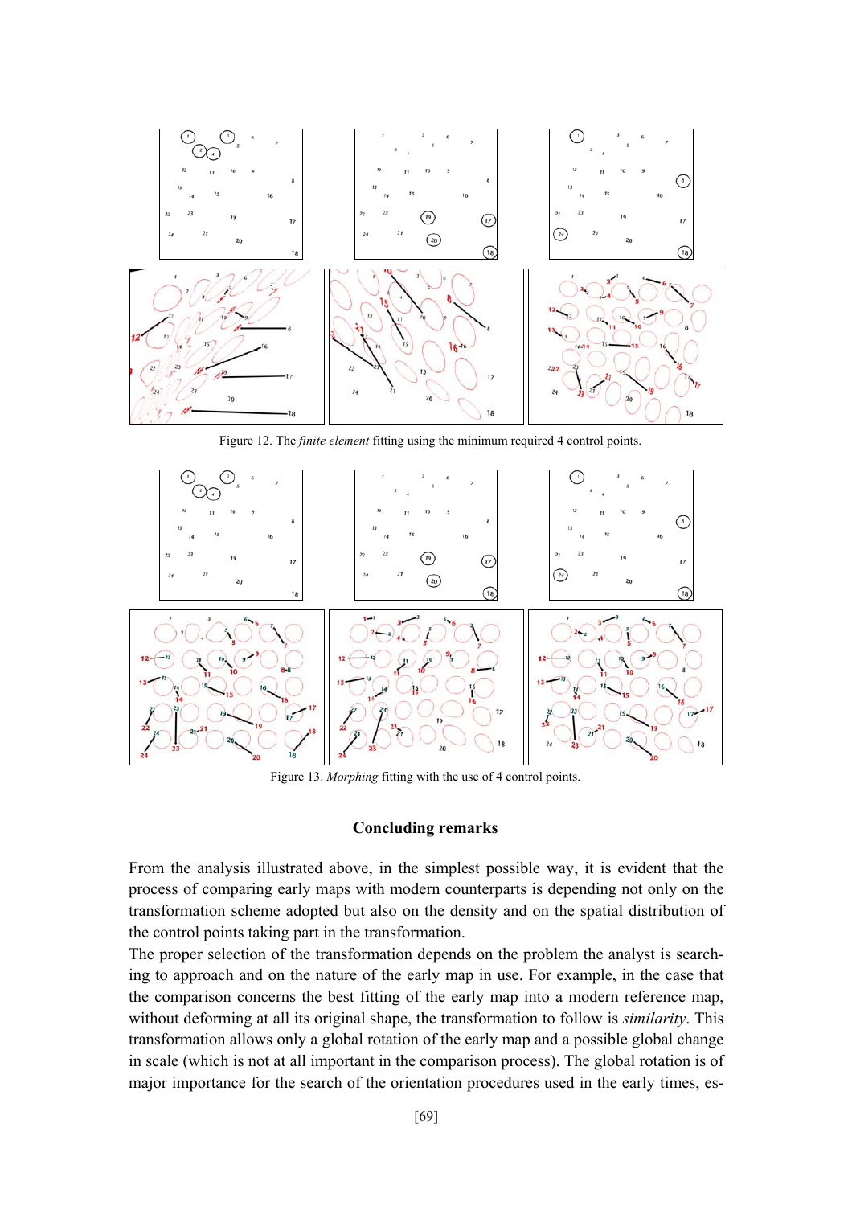Figure 12. The *finite element* fitting using the minimum required 4 control points.

Figure 13. *Morphing* fitting with the use of 4 control points.

## Concluding remarks

From the analysis illustrated above, in the simplest possible way, it is evident that the process of comparing early maps with modern counterparts is depending not only on the transformation scheme adopted but also on the density and on the spatial distribution of the control points taking part in the transformation.

The proper selection of the transformation depends on the problem the analyst is searching to approach and on the nature of the early map in use. For example, in the case that the comparison concerns the best fitting of the early map into a modern reference map, without deforming at all its original shape, the transformation to follow is *similarity*. This transformation allows only a global rotation of the early map and a possible global change in scale (which is not at all important in the comparison process). The global rotation is of major importance for the search of the orientation procedures used in the early times, es-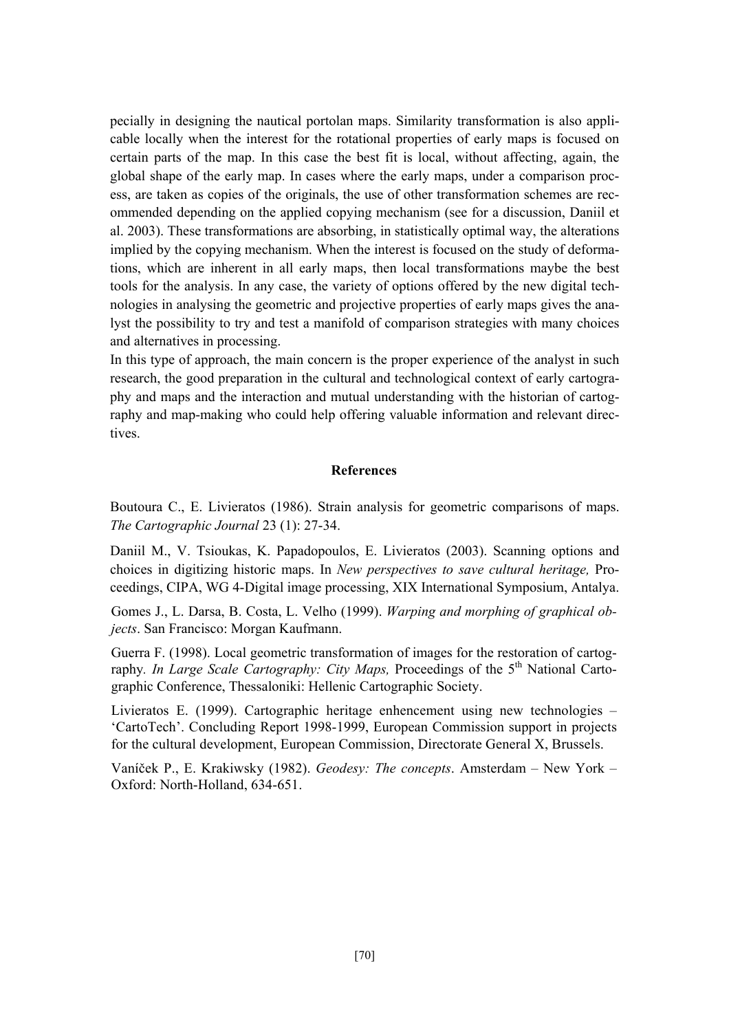pecially in designing the nautical portolan maps. Similarity transformation is also applicable locally when the interest for the rotational properties of early maps is focused on certain parts of the map. In this case the best fit is local, without affecting, again, the global shape of the early map. In cases where the early maps, under a comparison process, are taken as copies of the originals, the use of other transformation schemes are recommended depending on the applied copying mechanism (see for a discussion, Daniil et al. 2003). These transformations are absorbing, in statistically optimal way, the alterations implied by the copying mechanism. When the interest is focused on the study of deformations, which are inherent in all early maps, then local transformations maybe the best tools for the analysis. In any case, the variety of options offered by the new digital technologies in analysing the geometric and projective properties of early maps gives the analyst the possibility to try and test a manifold of comparison strategies with many choices and alternatives in processing.

In this type of approach, the main concern is the proper experience of the analyst in such research, the good preparation in the cultural and technological context of early cartography and maps and the interaction and mutual understanding with the historian of cartography and map-making who could help offering valuable information and relevant directives.

## References

Boutoura C., E. Livieratos (1986). Strain analysis for geometric comparisons of maps. *The Cartographic Journal* 23 (1): 27-34.

Daniil M., V. Tsioukas, K. Papadopoulos, E. Livieratos (2003). Scanning options and choices in digitizing historic maps. In *New perspectives to save cultural heritage,* Proceedings, CIPA, WG 4-Digital image processing, XIX International Symposium, Antalya.

Gomes J., L. Darsa, B. Costa, L. Velho (1999). *Warping and morphing of graphical objects*. San Francisco: Morgan Kaufmann.

Guerra F. (1998). Local geometric transformation of images for the restoration of cartography. *In Large Scale Cartography: City Maps,* Proceedings of the 5th National Cartographic Conference, Thessaloniki: Hellenic Cartographic Society.

Livieratos E. (1999). Cartographic heritage enhencement using new technologies – 'CartoTech'. Concluding Report 1998-1999, European Commission support in projects for the cultural development, European Commission, Directorate General X, Brussels.

Vaníček P., E. Krakiwsky (1982). *Geodesy: The concepts*. Amsterdam – New York – Oxford: North-Holland, 634-651.